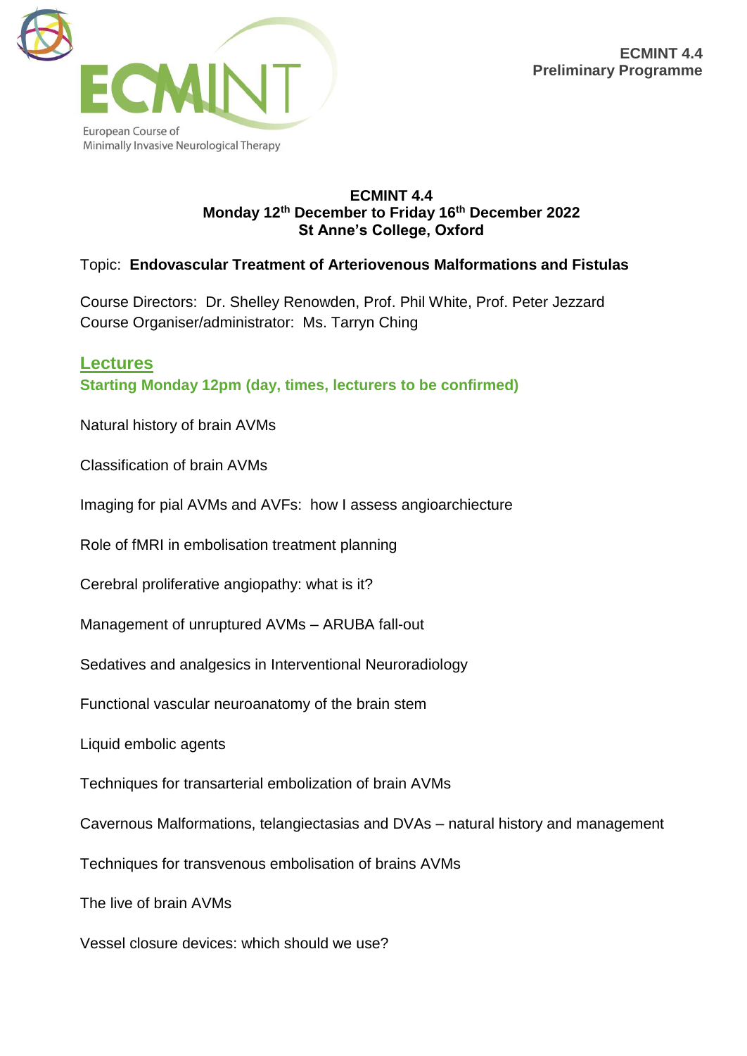ECMINT

European Course of Minimally Invasive Neurological Therapy

**ECMINT 4.4**
**Preliminary Programme**

**ECMINT 4.4**
**Monday 12th December to Friday 16th December 2022**
**St Anne's College, Oxford**

Topic: **Endovascular Treatment of Arteriovenous Malformations and Fistulas**

Course Directors: Dr. Shelley Renowden, Prof. Phil White, Prof. Peter Jezzard
Course Organiser/administrator: Ms. Tarryn Ching

## Lectures

**Starting Monday 12pm (day, times, lecturers to be confirmed)**

Natural history of brain AVMs

Classification of brain AVMs

Imaging for pial AVMs and AVFs: how I assess angioarchiecture

Role of fMRI in embolisation treatment planning

Cerebral proliferative angiopathy: what is it?

Management of unruptured AVMs – ARUBA fall-out

Sedatives and analgesics in Interventional Neuroradiology

Functional vascular neuroanatomy of the brain stem

Liquid embolic agents

Techniques for transarterial embolization of brain AVMs

Cavernous Malformations, telangiectasias and DVAs – natural history and management

Techniques for transvenous embolisation of brains AVMs

The live of brain AVMs

Vessel closure devices: which should we use?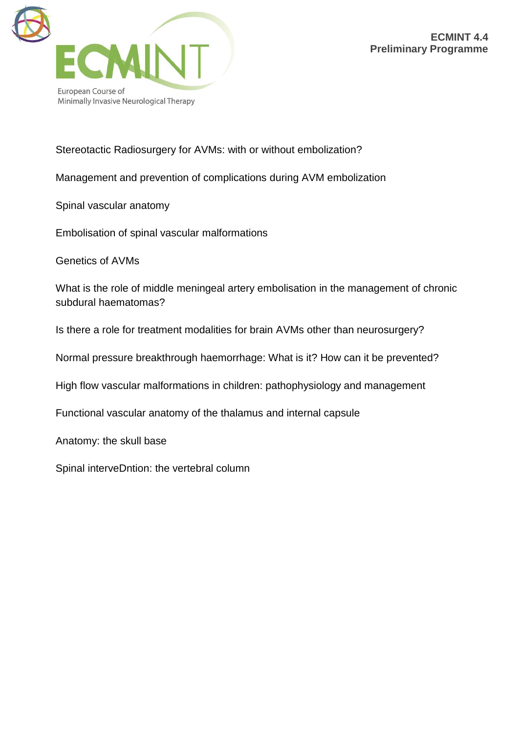Stereotactic Radiosurgery for AVMs: with or without embolization?

Management and prevention of complications during AVM embolization

Spinal vascular anatomy

Embolisation of spinal vascular malformations

Genetics of AVMs

What is the role of middle meningeal artery embolisation in the management of chronic subdural haematomas?

Is there a role for treatment modalities for brain AVMs other than neurosurgery?

Normal pressure breakthrough haemorrhage: What is it? How can it be prevented?

High flow vascular malformations in children: pathophysiology and management

Functional vascular anatomy of the thalamus and internal capsule

Anatomy: the skull base

Spinal interveDntion: the vertebral column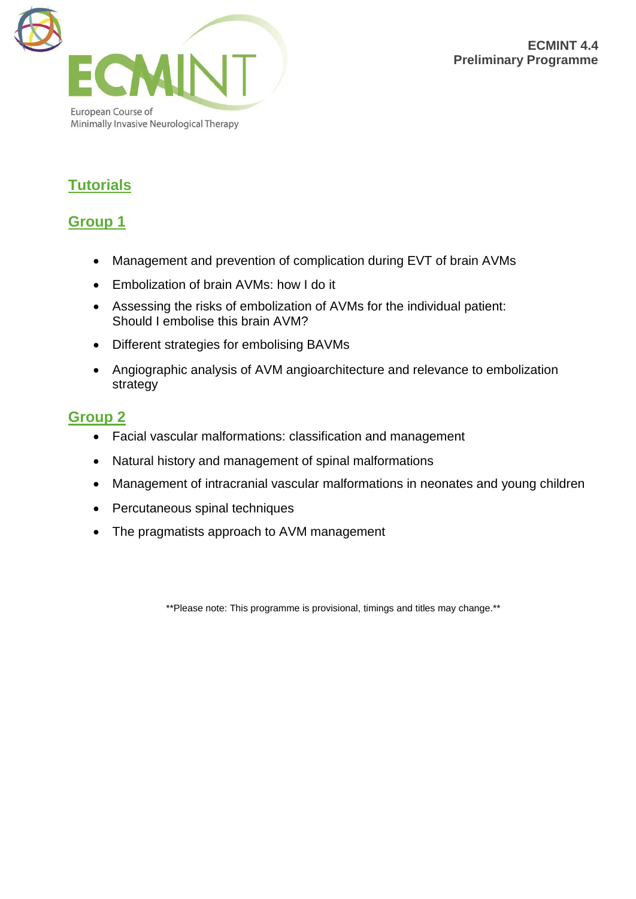## Tutorials

### Group 1

- Management and prevention of complication during EVT of brain AVMs
- Embolization of brain AVMs: how I do it
- Assessing the risks of embolization of AVMs for the individual patient: Should I embolise this brain AVM?
- Different strategies for embolising BAVMs
- Angiographic analysis of AVM angioarchitecture and relevance to embolization strategy

### Group 2

- Facial vascular malformations: classification and management
- Natural history and management of spinal malformations
- Management of intracranial vascular malformations in neonates and young children
- Percutaneous spinal techniques
- The pragmatists approach to AVM management

**Please note: This programme is provisional, timings and titles may change.**